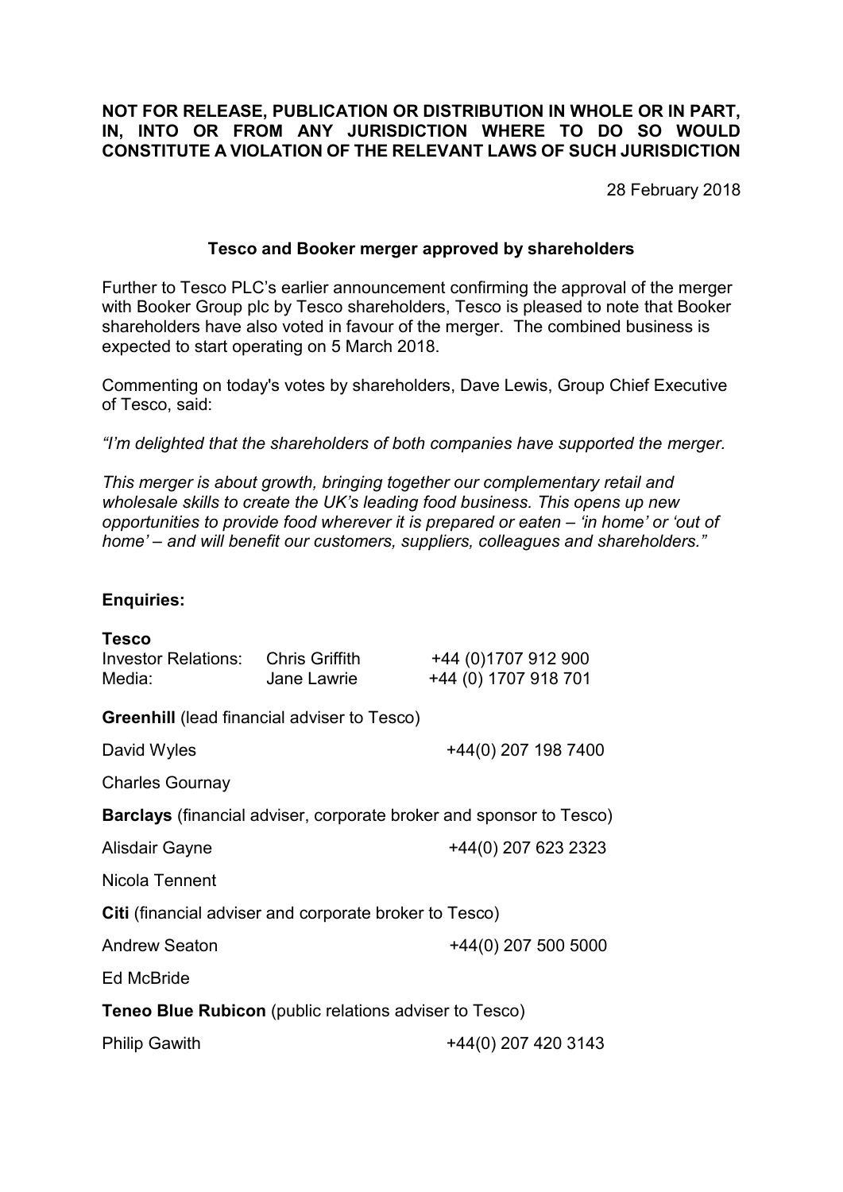**NOT FOR RELEASE, PUBLICATION OR DISTRIBUTION IN WHOLE OR IN PART, IN, INTO OR FROM ANY JURISDICTION WHERE TO DO SO WOULD CONSTITUTE A VIOLATION OF THE RELEVANT LAWS OF SUCH JURISDICTION**

28 February 2018

## Tesco and Booker merger approved by shareholders

Further to Tesco PLC's earlier announcement confirming the approval of the merger with Booker Group plc by Tesco shareholders, Tesco is pleased to note that Booker shareholders have also voted in favour of the merger. The combined business is expected to start operating on 5 March 2018.

Commenting on today's votes by shareholders, Dave Lewis, Group Chief Executive of Tesco, said:

*"I'm delighted that the shareholders of both companies have supported the merger.*

*This merger is about growth, bringing together our complementary retail and wholesale skills to create the UK's leading food business. This opens up new opportunities to provide food wherever it is prepared or eaten – 'in home' or 'out of home' – and will benefit our customers, suppliers, colleagues and shareholders."*

**Enquiries:**

**Tesco**

| | | |
|---|---|---|
| Investor Relations: | Chris Griffith | +44 (0)1707 912 900 |
| Media: | Jane Lawrie | +44 (0) 1707 918 701 |

**Greenhill** (lead financial adviser to Tesco)

David Wyles +44(0) 207 198 7400

Charles Gournay

**Barclays** (financial adviser, corporate broker and sponsor to Tesco)

Alisdair Gayne +44(0) 207 623 2323

Nicola Tennent

**Citi** (financial adviser and corporate broker to Tesco)

Andrew Seaton +44(0) 207 500 5000

Ed McBride

**Teneo Blue Rubicon** (public relations adviser to Tesco)

Philip Gawith +44(0) 207 420 3143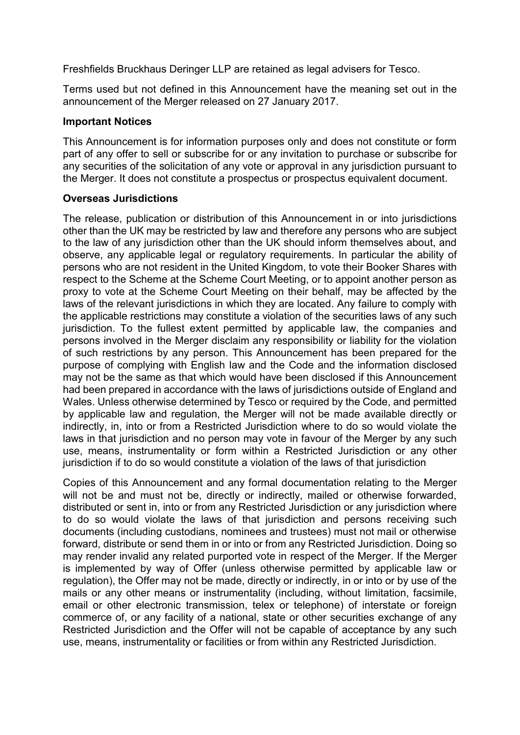Freshfields Bruckhaus Deringer LLP are retained as legal advisers for Tesco.

Terms used but not defined in this Announcement have the meaning set out in the announcement of the Merger released on 27 January 2017.

**Important Notices**

This Announcement is for information purposes only and does not constitute or form part of any offer to sell or subscribe for or any invitation to purchase or subscribe for any securities of the solicitation of any vote or approval in any jurisdiction pursuant to the Merger. It does not constitute a prospectus or prospectus equivalent document.

**Overseas Jurisdictions**

The release, publication or distribution of this Announcement in or into jurisdictions other than the UK may be restricted by law and therefore any persons who are subject to the law of any jurisdiction other than the UK should inform themselves about, and observe, any applicable legal or regulatory requirements. In particular the ability of persons who are not resident in the United Kingdom, to vote their Booker Shares with respect to the Scheme at the Scheme Court Meeting, or to appoint another person as proxy to vote at the Scheme Court Meeting on their behalf, may be affected by the laws of the relevant jurisdictions in which they are located. Any failure to comply with the applicable restrictions may constitute a violation of the securities laws of any such jurisdiction. To the fullest extent permitted by applicable law, the companies and persons involved in the Merger disclaim any responsibility or liability for the violation of such restrictions by any person. This Announcement has been prepared for the purpose of complying with English law and the Code and the information disclosed may not be the same as that which would have been disclosed if this Announcement had been prepared in accordance with the laws of jurisdictions outside of England and Wales. Unless otherwise determined by Tesco or required by the Code, and permitted by applicable law and regulation, the Merger will not be made available directly or indirectly, in, into or from a Restricted Jurisdiction where to do so would violate the laws in that jurisdiction and no person may vote in favour of the Merger by any such use, means, instrumentality or form within a Restricted Jurisdiction or any other jurisdiction if to do so would constitute a violation of the laws of that jurisdiction

Copies of this Announcement and any formal documentation relating to the Merger will not be and must not be, directly or indirectly, mailed or otherwise forwarded, distributed or sent in, into or from any Restricted Jurisdiction or any jurisdiction where to do so would violate the laws of that jurisdiction and persons receiving such documents (including custodians, nominees and trustees) must not mail or otherwise forward, distribute or send them in or into or from any Restricted Jurisdiction. Doing so may render invalid any related purported vote in respect of the Merger. If the Merger is implemented by way of Offer (unless otherwise permitted by applicable law or regulation), the Offer may not be made, directly or indirectly, in or into or by use of the mails or any other means or instrumentality (including, without limitation, facsimile, email or other electronic transmission, telex or telephone) of interstate or foreign commerce of, or any facility of a national, state or other securities exchange of any Restricted Jurisdiction and the Offer will not be capable of acceptance by any such use, means, instrumentality or facilities or from within any Restricted Jurisdiction.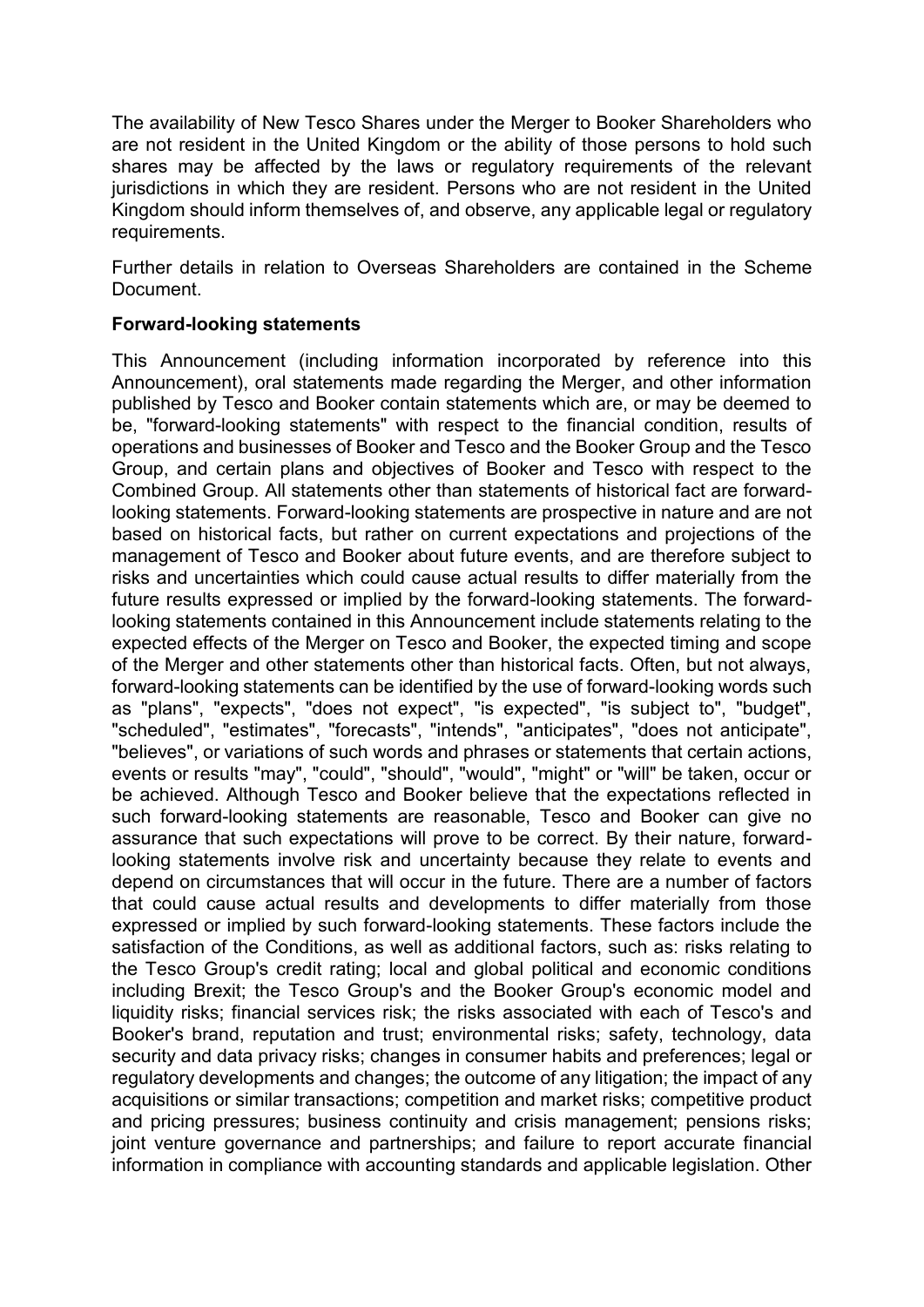The availability of New Tesco Shares under the Merger to Booker Shareholders who are not resident in the United Kingdom or the ability of those persons to hold such shares may be affected by the laws or regulatory requirements of the relevant jurisdictions in which they are resident. Persons who are not resident in the United Kingdom should inform themselves of, and observe, any applicable legal or regulatory requirements.

Further details in relation to Overseas Shareholders are contained in the Scheme Document.

**Forward-looking statements**

This Announcement (including information incorporated by reference into this Announcement), oral statements made regarding the Merger, and other information published by Tesco and Booker contain statements which are, or may be deemed to be, "forward-looking statements" with respect to the financial condition, results of operations and businesses of Booker and Tesco and the Booker Group and the Tesco Group, and certain plans and objectives of Booker and Tesco with respect to the Combined Group. All statements other than statements of historical fact are forward-looking statements. Forward-looking statements are prospective in nature and are not based on historical facts, but rather on current expectations and projections of the management of Tesco and Booker about future events, and are therefore subject to risks and uncertainties which could cause actual results to differ materially from the future results expressed or implied by the forward-looking statements. The forward-looking statements contained in this Announcement include statements relating to the expected effects of the Merger on Tesco and Booker, the expected timing and scope of the Merger and other statements other than historical facts. Often, but not always, forward-looking statements can be identified by the use of forward-looking words such as "plans", "expects", "does not expect", "is expected", "is subject to", "budget", "scheduled", "estimates", "forecasts", "intends", "anticipates", "does not anticipate", "believes", or variations of such words and phrases or statements that certain actions, events or results "may", "could", "should", "would", "might" or "will" be taken, occur or be achieved. Although Tesco and Booker believe that the expectations reflected in such forward-looking statements are reasonable, Tesco and Booker can give no assurance that such expectations will prove to be correct. By their nature, forward-looking statements involve risk and uncertainty because they relate to events and depend on circumstances that will occur in the future. There are a number of factors that could cause actual results and developments to differ materially from those expressed or implied by such forward-looking statements. These factors include the satisfaction of the Conditions, as well as additional factors, such as: risks relating to the Tesco Group's credit rating; local and global political and economic conditions including Brexit; the Tesco Group's and the Booker Group's economic model and liquidity risks; financial services risk; the risks associated with each of Tesco's and Booker's brand, reputation and trust; environmental risks; safety, technology, data security and data privacy risks; changes in consumer habits and preferences; legal or regulatory developments and changes; the outcome of any litigation; the impact of any acquisitions or similar transactions; competition and market risks; competitive product and pricing pressures; business continuity and crisis management; pensions risks; joint venture governance and partnerships; and failure to report accurate financial information in compliance with accounting standards and applicable legislation. Other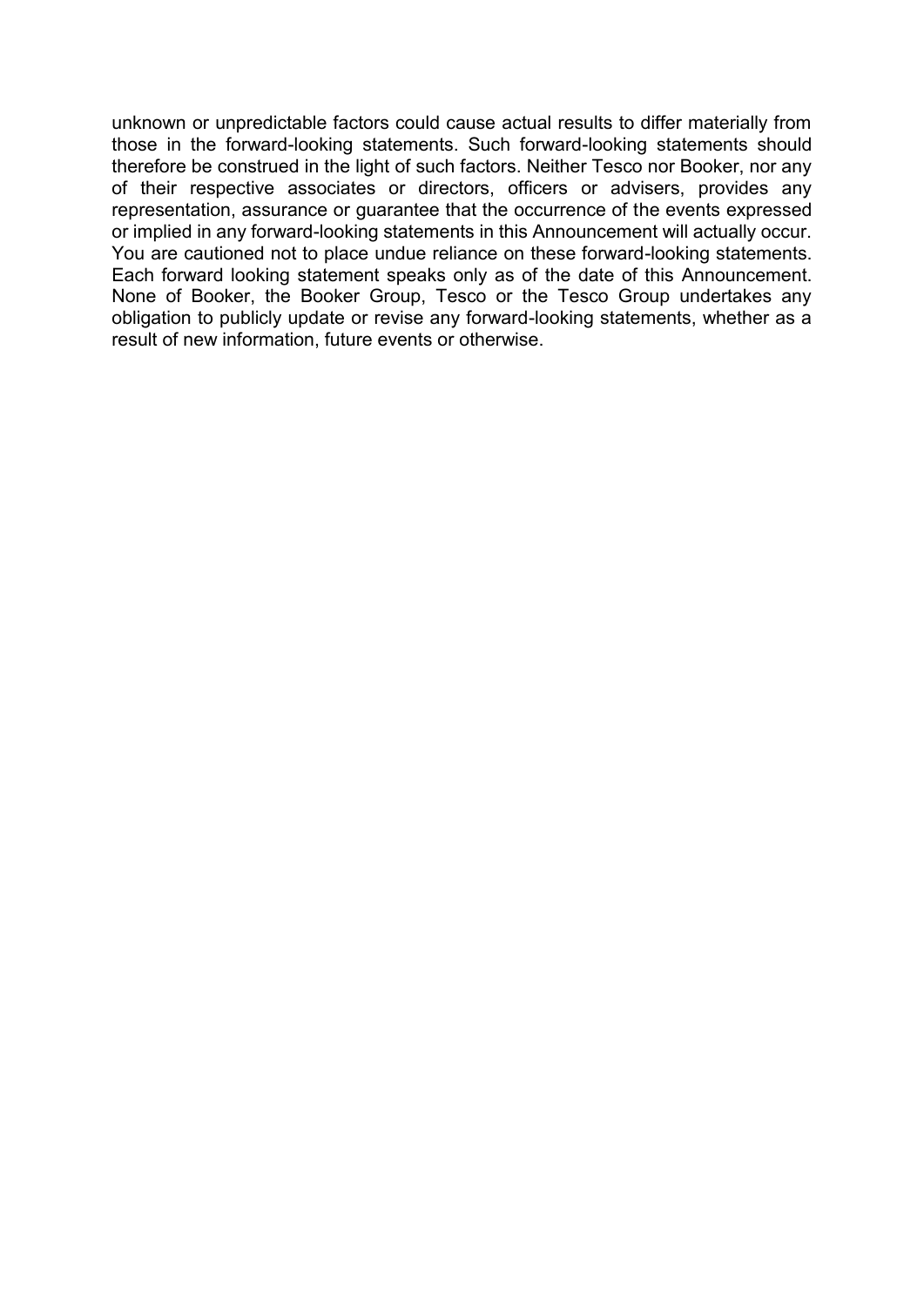unknown or unpredictable factors could cause actual results to differ materially from those in the forward-looking statements. Such forward-looking statements should therefore be construed in the light of such factors. Neither Tesco nor Booker, nor any of their respective associates or directors, officers or advisers, provides any representation, assurance or guarantee that the occurrence of the events expressed or implied in any forward-looking statements in this Announcement will actually occur. You are cautioned not to place undue reliance on these forward-looking statements. Each forward looking statement speaks only as of the date of this Announcement. None of Booker, the Booker Group, Tesco or the Tesco Group undertakes any obligation to publicly update or revise any forward-looking statements, whether as a result of new information, future events or otherwise.